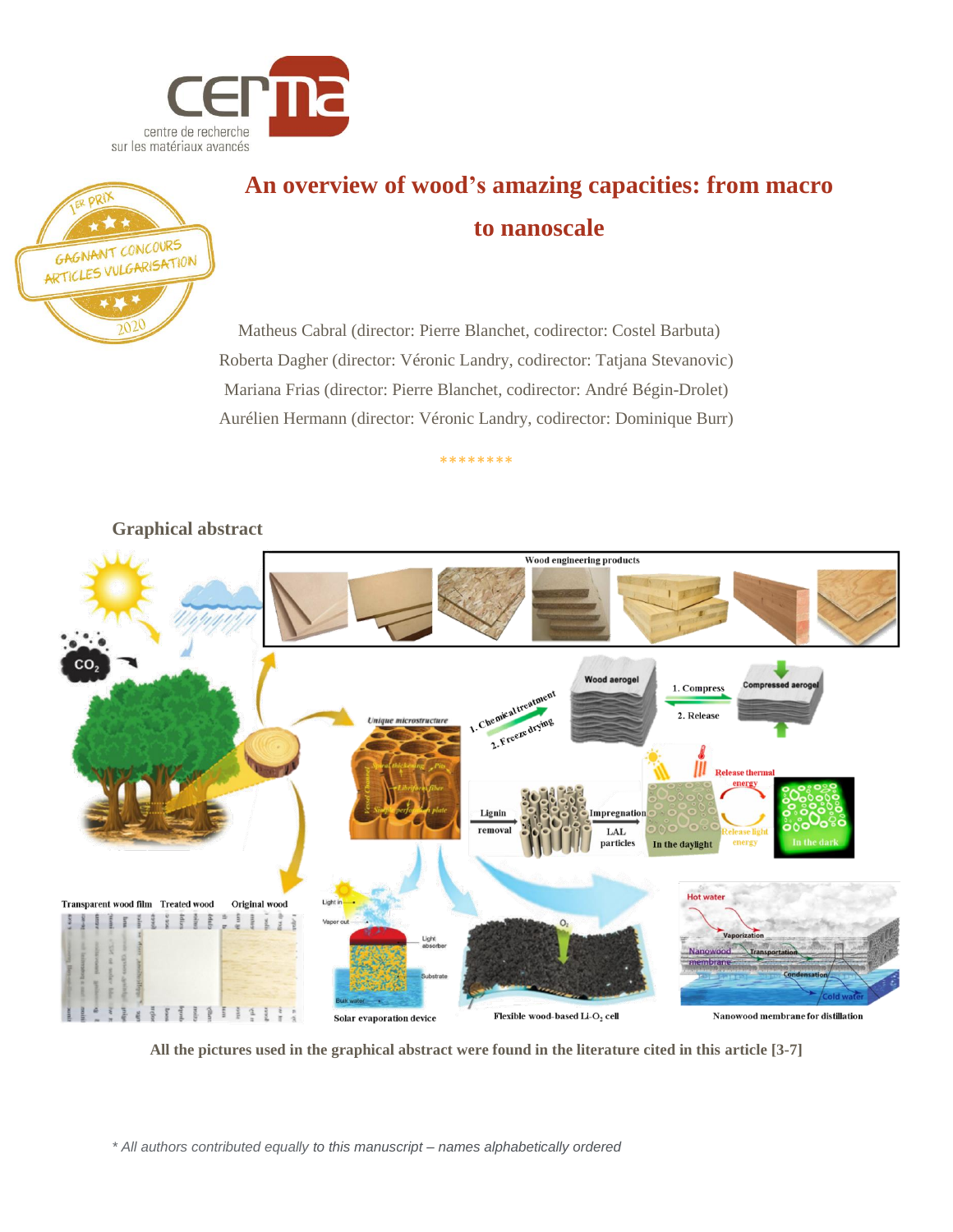# An overview of wood's amazing capacities: from macro to nanoscale

Matheus Cabral (director: Pierre Blanchet, codirector: Costel Barbuta)
Roberta Dagher (director: Véronic Landry, codirector: Tatjana Stevanovic)
Mariana Frias (director: Pierre Blanchet, codirector: André Bégin-Drolet)
Aurélien Hermann (director: Véronic Landry, codirector: Dominique Burr)

\*\*\*\*\*\*\*\*

## Graphical abstract

Wood engineering products

$CO_2$

Unique microstructure

1. Chemical treatment
2. Freeze drying

Wood aerogel

1. Compress
2. Release

Compressed aerogel

Lignin removal

Impregnation

LAL particles

Release thermal energy

Release light energy

In the daylight

In the dark

Transparent wood film

Treated wood

Original wood

Solar evaporation device

Flexible wood-based Li-$O_2$ cell

Hot water

Vaporization

Nanowood membrane

Transportation

Condensation

Cold water

Nanowood membrane for distillation

**All the pictures used in the graphical abstract were found in the literature cited in this article [3-7]**

*\* All authors contributed equally to this manuscript – names alphabetically ordered*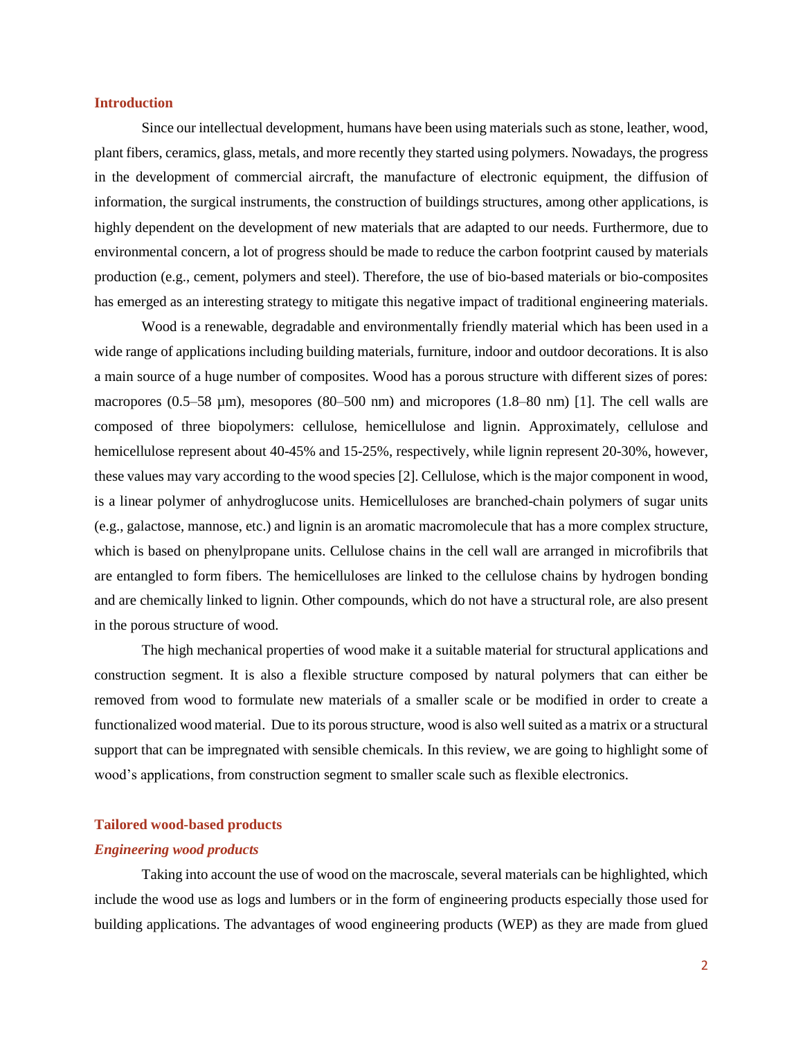## Introduction

Since our intellectual development, humans have been using materials such as stone, leather, wood, plant fibers, ceramics, glass, metals, and more recently they started using polymers. Nowadays, the progress in the development of commercial aircraft, the manufacture of electronic equipment, the diffusion of information, the surgical instruments, the construction of buildings structures, among other applications, is highly dependent on the development of new materials that are adapted to our needs. Furthermore, due to environmental concern, a lot of progress should be made to reduce the carbon footprint caused by materials production (e.g., cement, polymers and steel). Therefore, the use of bio-based materials or bio-composites has emerged as an interesting strategy to mitigate this negative impact of traditional engineering materials.

Wood is a renewable, degradable and environmentally friendly material which has been used in a wide range of applications including building materials, furniture, indoor and outdoor decorations. It is also a main source of a huge number of composites. Wood has a porous structure with different sizes of pores: macropores (0.5–58 µm), mesopores (80–500 nm) and micropores (1.8–80 nm) [1]. The cell walls are composed of three biopolymers: cellulose, hemicellulose and lignin. Approximately, cellulose and hemicellulose represent about 40-45% and 15-25%, respectively, while lignin represent 20-30%, however, these values may vary according to the wood species [2]. Cellulose, which is the major component in wood, is a linear polymer of anhydroglucose units. Hemicelluloses are branched-chain polymers of sugar units (e.g., galactose, mannose, etc.) and lignin is an aromatic macromolecule that has a more complex structure, which is based on phenylpropane units. Cellulose chains in the cell wall are arranged in microfibrils that are entangled to form fibers. The hemicelluloses are linked to the cellulose chains by hydrogen bonding and are chemically linked to lignin. Other compounds, which do not have a structural role, are also present in the porous structure of wood.

The high mechanical properties of wood make it a suitable material for structural applications and construction segment. It is also a flexible structure composed by natural polymers that can either be removed from wood to formulate new materials of a smaller scale or be modified in order to create a functionalized wood material. Due to its porous structure, wood is also well suited as a matrix or a structural support that can be impregnated with sensible chemicals. In this review, we are going to highlight some of wood's applications, from construction segment to smaller scale such as flexible electronics.

## Tailored wood-based products

### *Engineering wood products*

Taking into account the use of wood on the macroscale, several materials can be highlighted, which include the wood use as logs and lumbers or in the form of engineering products especially those used for building applications. The advantages of wood engineering products (WEP) as they are made from glued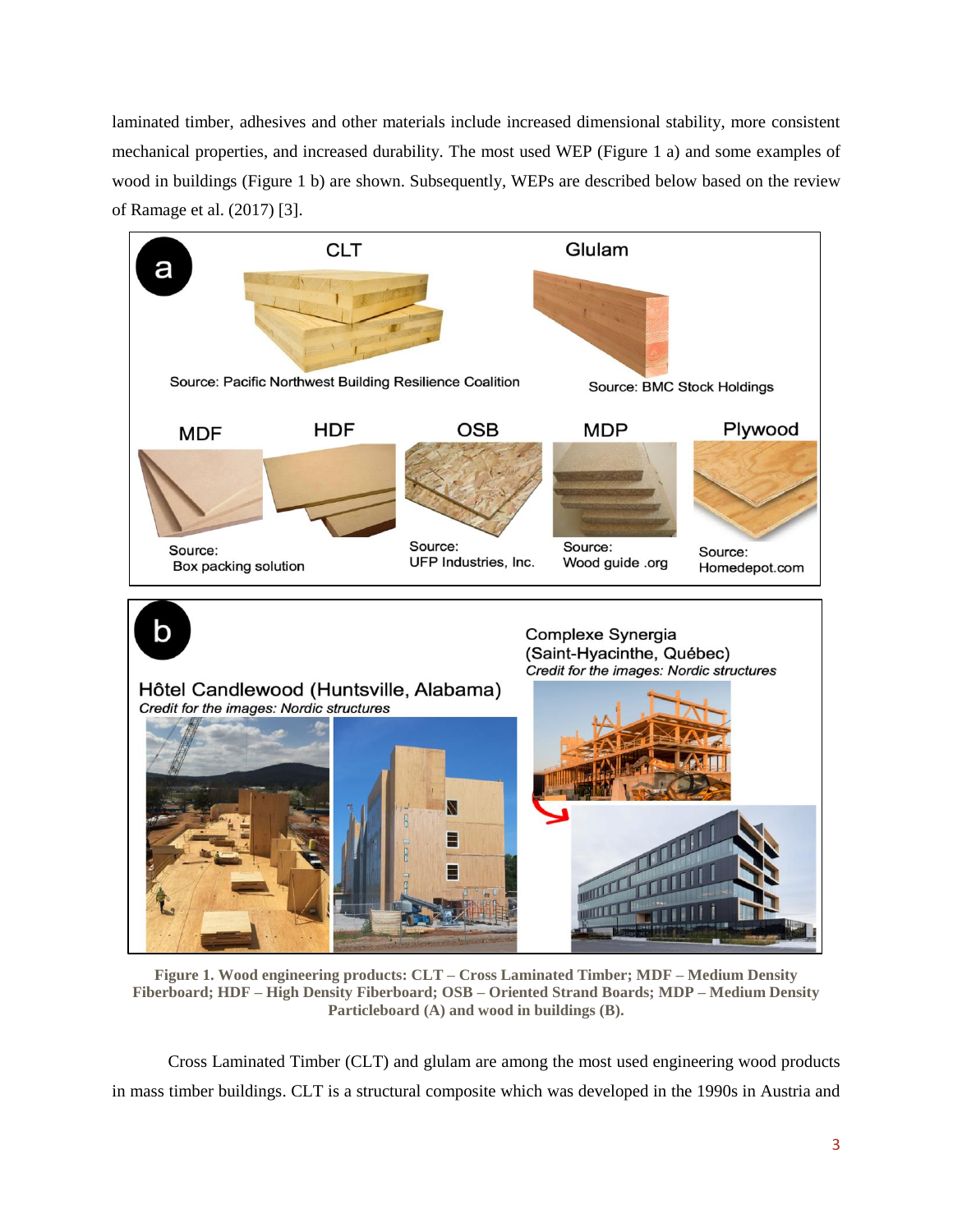laminated timber, adhesives and other materials include increased dimensional stability, more consistent mechanical properties, and increased durability. The most used WEP (Figure 1 a) and some examples of wood in buildings (Figure 1 b) are shown. Subsequently, WEPs are described below based on the review of Ramage et al. (2017) [3].

a

CLT

Source: Pacific Northwest Building Resilience Coalition

Glulam

Source: BMC Stock Holdings

MDF

HDF

Source: Box packing solution

OSB

Source: UFP Industries, Inc.

MDP

Source: Wood guide .org

Plywood

Source: Homedepot.com

b

Hôtel Candlewood (Huntsville, Alabama)

*Credit for the images: Nordic structures*

Complexe Synergia (Saint-Hyacinthe, Québec)

*Credit for the images: Nordic structures*

**Figure 1. Wood engineering products: CLT – Cross Laminated Timber; MDF – Medium Density Fiberboard; HDF – High Density Fiberboard; OSB – Oriented Strand Boards; MDP – Medium Density Particleboard (A) and wood in buildings (B).**

Cross Laminated Timber (CLT) and glulam are among the most used engineering wood products in mass timber buildings. CLT is a structural composite which was developed in the 1990s in Austria and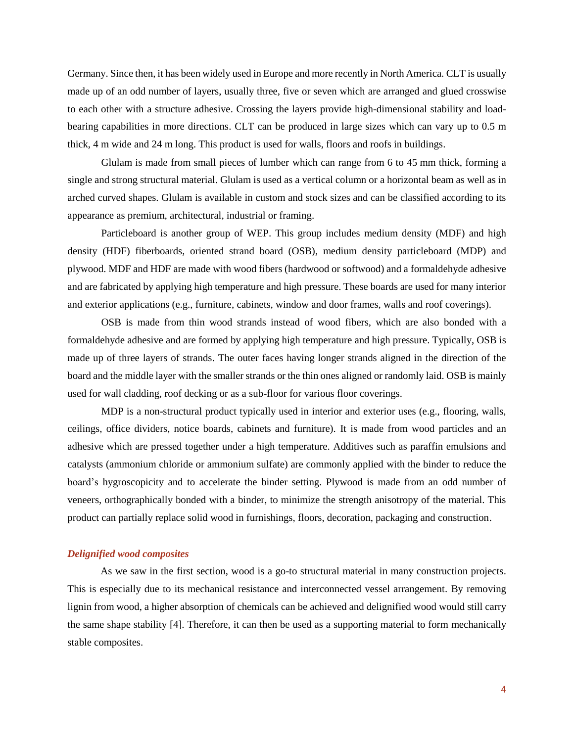Germany. Since then, it has been widely used in Europe and more recently in North America. CLT is usually made up of an odd number of layers, usually three, five or seven which are arranged and glued crosswise to each other with a structure adhesive. Crossing the layers provide high-dimensional stability and load-bearing capabilities in more directions. CLT can be produced in large sizes which can vary up to 0.5 m thick, 4 m wide and 24 m long. This product is used for walls, floors and roofs in buildings.

Glulam is made from small pieces of lumber which can range from 6 to 45 mm thick, forming a single and strong structural material. Glulam is used as a vertical column or a horizontal beam as well as in arched curved shapes. Glulam is available in custom and stock sizes and can be classified according to its appearance as premium, architectural, industrial or framing.

Particleboard is another group of WEP. This group includes medium density (MDF) and high density (HDF) fiberboards, oriented strand board (OSB), medium density particleboard (MDP) and plywood. MDF and HDF are made with wood fibers (hardwood or softwood) and a formaldehyde adhesive and are fabricated by applying high temperature and high pressure. These boards are used for many interior and exterior applications (e.g., furniture, cabinets, window and door frames, walls and roof coverings).

OSB is made from thin wood strands instead of wood fibers, which are also bonded with a formaldehyde adhesive and are formed by applying high temperature and high pressure. Typically, OSB is made up of three layers of strands. The outer faces having longer strands aligned in the direction of the board and the middle layer with the smaller strands or the thin ones aligned or randomly laid. OSB is mainly used for wall cladding, roof decking or as a sub-floor for various floor coverings.

MDP is a non-structural product typically used in interior and exterior uses (e.g., flooring, walls, ceilings, office dividers, notice boards, cabinets and furniture). It is made from wood particles and an adhesive which are pressed together under a high temperature. Additives such as paraffin emulsions and catalysts (ammonium chloride or ammonium sulfate) are commonly applied with the binder to reduce the board's hygroscopicity and to accelerate the binder setting. Plywood is made from an odd number of veneers, orthographically bonded with a binder, to minimize the strength anisotropy of the material. This product can partially replace solid wood in furnishings, floors, decoration, packaging and construction.

### *Delignified wood composites*

As we saw in the first section, wood is a go-to structural material in many construction projects. This is especially due to its mechanical resistance and interconnected vessel arrangement. By removing lignin from wood, a higher absorption of chemicals can be achieved and delignified wood would still carry the same shape stability [4]. Therefore, it can then be used as a supporting material to form mechanically stable composites.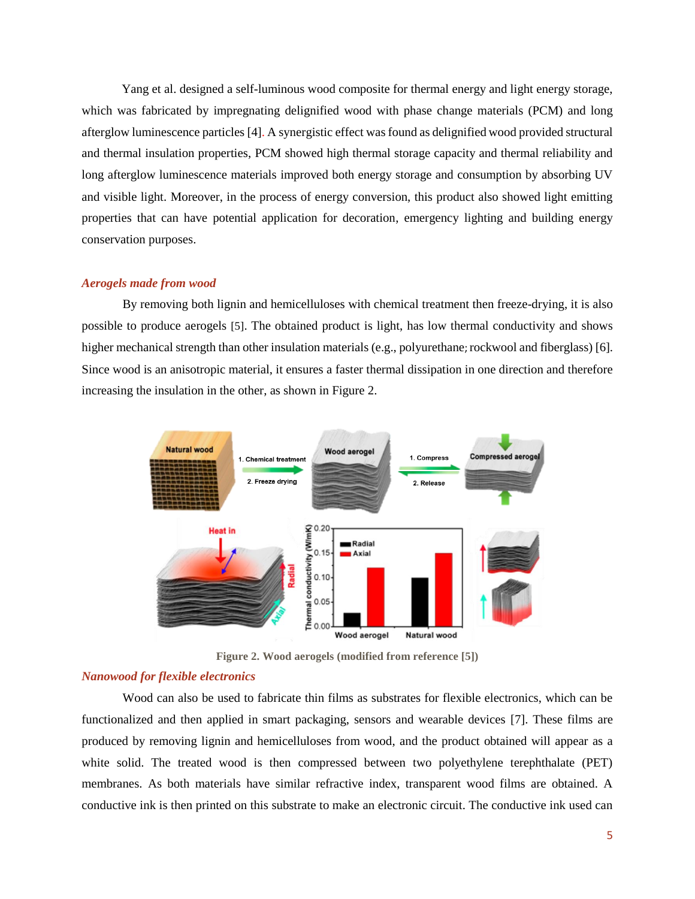Yang et al. designed a self-luminous wood composite for thermal energy and light energy storage, which was fabricated by impregnating delignified wood with phase change materials (PCM) and long afterglow luminescence particles [4]. A synergistic effect was found as delignified wood provided structural and thermal insulation properties, PCM showed high thermal storage capacity and thermal reliability and long afterglow luminescence materials improved both energy storage and consumption by absorbing UV and visible light. Moreover, in the process of energy conversion, this product also showed light emitting properties that can have potential application for decoration, emergency lighting and building energy conservation purposes.

### *Aerogels made from wood*

By removing both lignin and hemicelluloses with chemical treatment then freeze-drying, it is also possible to produce aerogels [5]. The obtained product is light, has low thermal conductivity and shows higher mechanical strength than other insulation materials (e.g., polyurethane; rockwool and fiberglass) [6]. Since wood is an anisotropic material, it ensures a faster thermal dissipation in one direction and therefore increasing the insulation in the other, as shown in Figure 2.

Natural wood
1. Chemical treatment
2. Freeze drying
Wood aerogel
1. Compress
2. Release
Compressed aerogel
Heat in
Radial
Axial
Thermal conductivity (W/mK)
0.00
0.05
0.10
0.15
0.20
Radial
Axial
Wood aerogel
Natural wood

**Figure 2. Wood aerogels (modified from reference [5])**

### *Nanowood for flexible electronics*

Wood can also be used to fabricate thin films as substrates for flexible electronics, which can be functionalized and then applied in smart packaging, sensors and wearable devices [7]. These films are produced by removing lignin and hemicelluloses from wood, and the product obtained will appear as a white solid. The treated wood is then compressed between two polyethylene terephthalate (PET) membranes. As both materials have similar refractive index, transparent wood films are obtained. A conductive ink is then printed on this substrate to make an electronic circuit. The conductive ink used can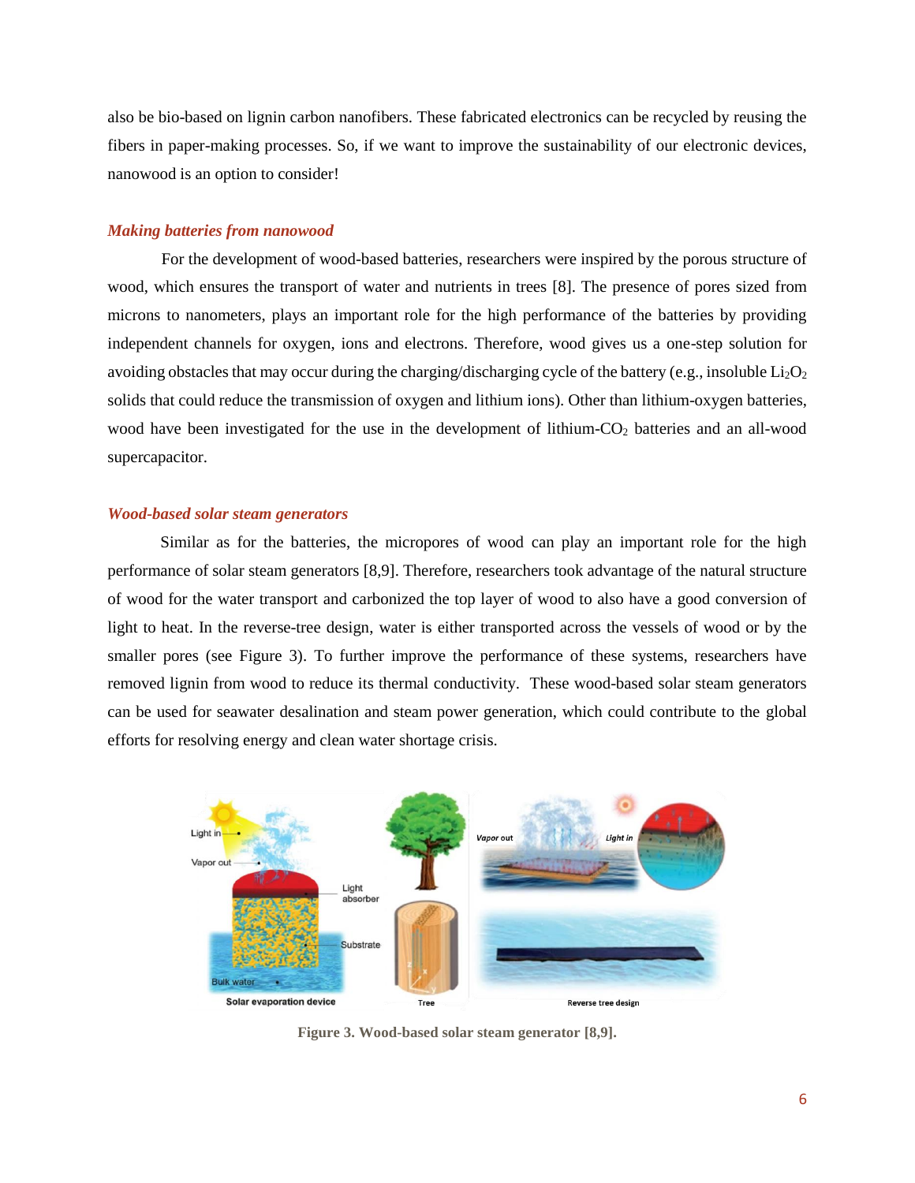also be bio-based on lignin carbon nanofibers. These fabricated electronics can be recycled by reusing the fibers in paper-making processes. So, if we want to improve the sustainability of our electronic devices, nanowood is an option to consider!

### *Making batteries from nanowood*

For the development of wood-based batteries, researchers were inspired by the porous structure of wood, which ensures the transport of water and nutrients in trees [8]. The presence of pores sized from microns to nanometers, plays an important role for the high performance of the batteries by providing independent channels for oxygen, ions and electrons. Therefore, wood gives us a one-step solution for avoiding obstacles that may occur during the charging/discharging cycle of the battery (e.g., insoluble $Li_2O_2$ solids that could reduce the transmission of oxygen and lithium ions). Other than lithium-oxygen batteries, wood have been investigated for the use in the development of lithium-$CO_2$ batteries and an all-wood supercapacitor.

### *Wood-based solar steam generators*

Similar as for the batteries, the micropores of wood can play an important role for the high performance of solar steam generators [8,9]. Therefore, researchers took advantage of the natural structure of wood for the water transport and carbonized the top layer of wood to also have a good conversion of light to heat. In the reverse-tree design, water is either transported across the vessels of wood or by the smaller pores (see Figure 3). To further improve the performance of these systems, researchers have removed lignin from wood to reduce its thermal conductivity. These wood-based solar steam generators can be used for seawater desalination and steam power generation, which could contribute to the global efforts for resolving energy and clean water shortage crisis.

Light in
Vapor out
Light absorber
Substrate
Bulk water
Solar evaporation device
Tree
Vapor out
Light in
Reverse tree design

**Figure 3. Wood-based solar steam generator [8,9].**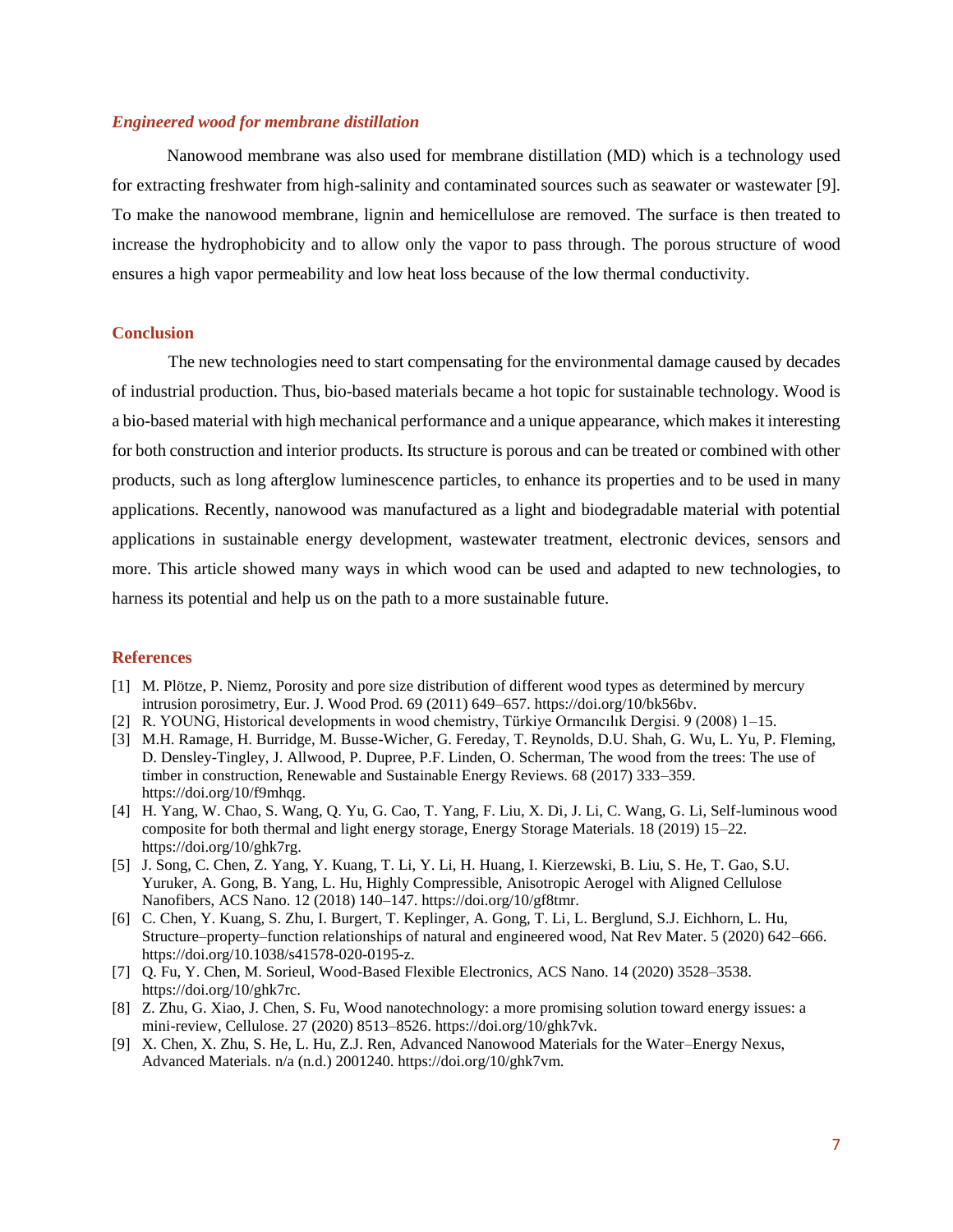### *Engineered wood for membrane distillation*

Nanowood membrane was also used for membrane distillation (MD) which is a technology used for extracting freshwater from high-salinity and contaminated sources such as seawater or wastewater [9]. To make the nanowood membrane, lignin and hemicellulose are removed. The surface is then treated to increase the hydrophobicity and to allow only the vapor to pass through. The porous structure of wood ensures a high vapor permeability and low heat loss because of the low thermal conductivity.

## Conclusion

The new technologies need to start compensating for the environmental damage caused by decades of industrial production. Thus, bio-based materials became a hot topic for sustainable technology. Wood is a bio-based material with high mechanical performance and a unique appearance, which makes it interesting for both construction and interior products. Its structure is porous and can be treated or combined with other products, such as long afterglow luminescence particles, to enhance its properties and to be used in many applications. Recently, nanowood was manufactured as a light and biodegradable material with potential applications in sustainable energy development, wastewater treatment, electronic devices, sensors and more. This article showed many ways in which wood can be used and adapted to new technologies, to harness its potential and help us on the path to a more sustainable future.

## References

[1] M. Plötze, P. Niemz, Porosity and pore size distribution of different wood types as determined by mercury intrusion porosimetry, Eur. J. Wood Prod. 69 (2011) 649–657. https://doi.org/10/bk56bv.

[2] R. YOUNG, Historical developments in wood chemistry, Türkiye Ormancılık Dergisi. 9 (2008) 1–15.

[3] M.H. Ramage, H. Burridge, M. Busse-Wicher, G. Fereday, T. Reynolds, D.U. Shah, G. Wu, L. Yu, P. Fleming, D. Densley-Tingley, J. Allwood, P. Dupree, P.F. Linden, O. Scherman, The wood from the trees: The use of timber in construction, Renewable and Sustainable Energy Reviews. 68 (2017) 333–359. https://doi.org/10/f9mhqg.

[4] H. Yang, W. Chao, S. Wang, Q. Yu, G. Cao, T. Yang, F. Liu, X. Di, J. Li, C. Wang, G. Li, Self-luminous wood composite for both thermal and light energy storage, Energy Storage Materials. 18 (2019) 15–22. https://doi.org/10/ghk7rg.

[5] J. Song, C. Chen, Z. Yang, Y. Kuang, T. Li, Y. Li, H. Huang, I. Kierzewski, B. Liu, S. He, T. Gao, S.U. Yuruker, A. Gong, B. Yang, L. Hu, Highly Compressible, Anisotropic Aerogel with Aligned Cellulose Nanofibers, ACS Nano. 12 (2018) 140–147. https://doi.org/10/gf8tmr.

[6] C. Chen, Y. Kuang, S. Zhu, I. Burgert, T. Keplinger, A. Gong, T. Li, L. Berglund, S.J. Eichhorn, L. Hu, Structure–property–function relationships of natural and engineered wood, Nat Rev Mater. 5 (2020) 642–666. https://doi.org/10.1038/s41578-020-0195-z.

[7] Q. Fu, Y. Chen, M. Sorieul, Wood-Based Flexible Electronics, ACS Nano. 14 (2020) 3528–3538. https://doi.org/10/ghk7rc.

[8] Z. Zhu, G. Xiao, J. Chen, S. Fu, Wood nanotechnology: a more promising solution toward energy issues: a mini-review, Cellulose. 27 (2020) 8513–8526. https://doi.org/10/ghk7vk.

[9] X. Chen, X. Zhu, S. He, L. Hu, Z.J. Ren, Advanced Nanowood Materials for the Water–Energy Nexus, Advanced Materials. n/a (n.d.) 2001240. https://doi.org/10/ghk7vm.